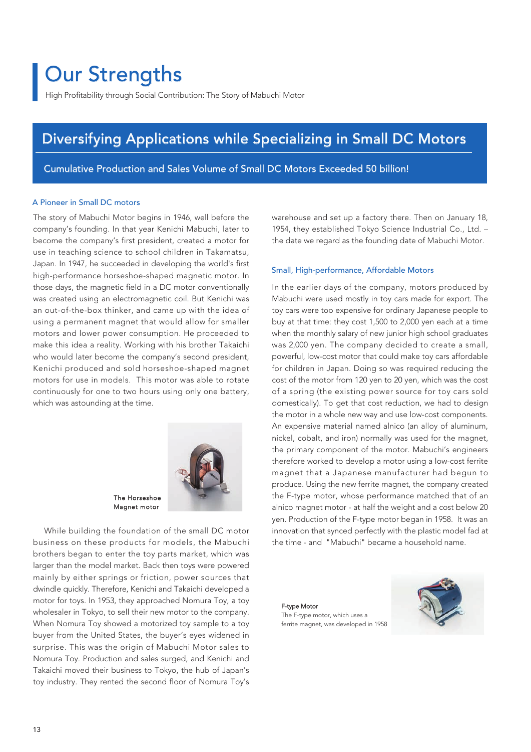# Our Strengths

High Profitability through Social Contribution: The Story of Mabuchi Motor

## Diversifying Applications while Specializing in Small DC Motors

Cumulative Production and Sales Volume of Small DC Motors Exceeded 50 billion!

### A Pioneer in Small DC motors

The story of Mabuchi Motor begins in 1946, well before the company's founding. In that year Kenichi Mabuchi, later to become the company's first president, created a motor for use in teaching science to school children in Takamatsu, Japan. In 1947, he succeeded in developing the world's first high-performance horseshoe-shaped magnetic motor. In those days, the magnetic field in a DC motor conventionally was created using an electromagnetic coil. But Kenichi was an out-of-the-box thinker, and came up with the idea of using a permanent magnet that would allow for smaller motors and lower power consumption. He proceeded to make this idea a reality. Working with his brother Takaichi who would later become the company's second president, Kenichi produced and sold horseshoe-shaped magnet motors for use in models. This motor was able to rotate continuously for one to two hours using only one battery, which was astounding at the time.

The Horseshoe Magnet motor

While building the foundation of the small DC motor business on these products for models, the Mabuchi brothers began to enter the toy parts market, which was larger than the model market. Back then toys were powered mainly by either springs or friction, power sources that dwindle quickly. Therefore, Kenichi and Takaichi developed a motor for toys. In 1953, they approached Nomura Toy, a toy wholesaler in Tokyo, to sell their new motor to the company. When Nomura Toy showed a motorized toy sample to a toy buyer from the United States, the buyer's eyes widened in surprise. This was the origin of Mabuchi Motor sales to Nomura Toy. Production and sales surged, and Kenichi and Takaichi moved their business to Tokyo, the hub of Japan's toy industry. They rented the second floor of Nomura Toy's warehouse and set up a factory there. Then on January 18, 1954, they established Tokyo Science Industrial Co., Ltd. – the date we regard as the founding date of Mabuchi Motor.

### Small, High-performance, Affordable Motors

In the earlier days of the company, motors produced by Mabuchi were used mostly in toy cars made for export. The toy cars were too expensive for ordinary Japanese people to buy at that time: they cost 1,500 to 2,000 yen each at a time when the monthly salary of new junior high school graduates was 2,000 yen. The company decided to create a small, powerful, low-cost motor that could make toy cars affordable for children in Japan. Doing so was required reducing the cost of the motor from 120 yen to 20 yen, which was the cost of a spring (the existing power source for toy cars sold domestically). To get that cost reduction, we had to design the motor in a whole new way and use low-cost components. An expensive material named alnico (an alloy of aluminum, nickel, cobalt, and iron) normally was used for the magnet, the primary component of the motor. Mabuchi's engineers therefore worked to develop a motor using a low-cost ferrite magnet that a Japanese manufacturer had begun to produce. Using the new ferrite magnet, the company created the F-type motor, whose performance matched that of an alnico magnet motor - at half the weight and a cost below 20 yen. Production of the F-type motor began in 1958. It was an innovation that synced perfectly with the plastic model fad at the time - and "Mabuchi" became a household name.

F-type Motor
The F-type motor, which uses a ferrite magnet, was developed in 1958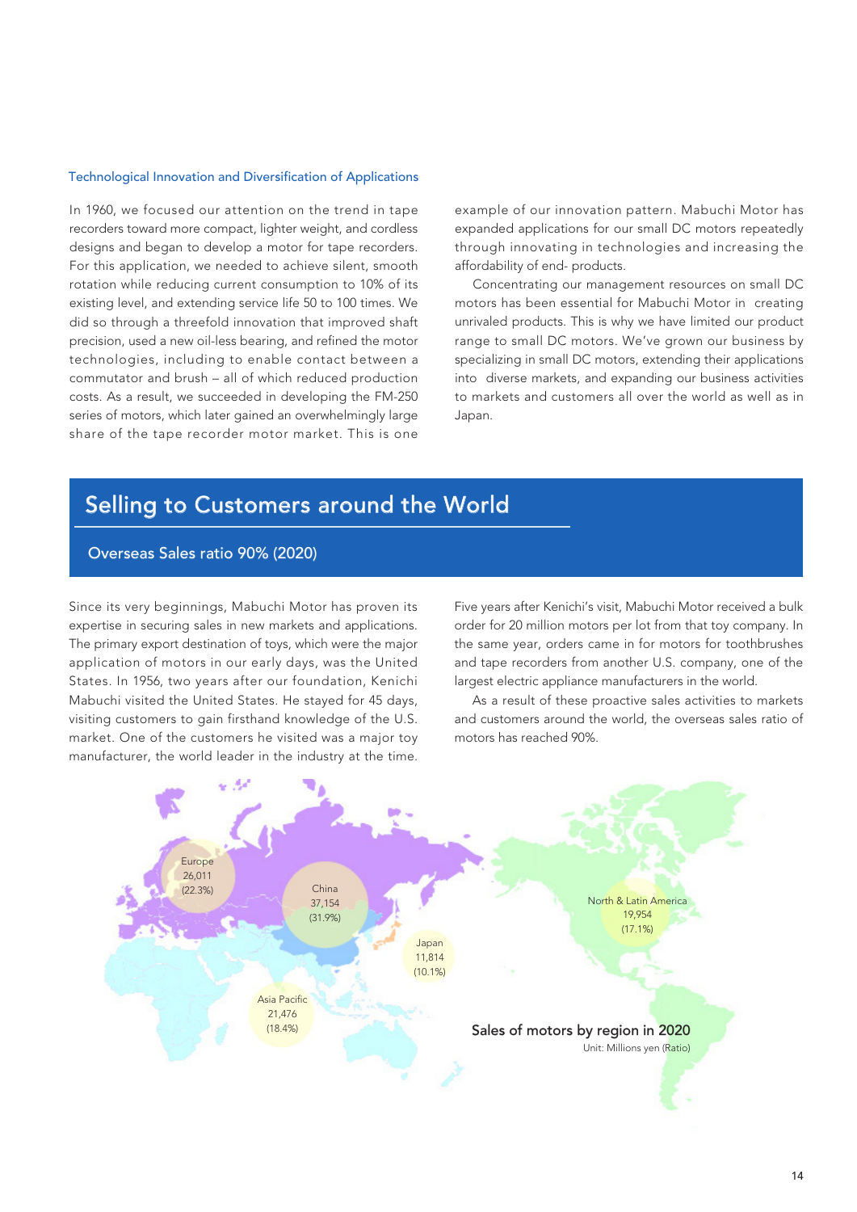### Technological Innovation and Diversification of Applications

In 1960, we focused our attention on the trend in tape recorders toward more compact, lighter weight, and cordless designs and began to develop a motor for tape recorders. For this application, we needed to achieve silent, smooth rotation while reducing current consumption to 10% of its existing level, and extending service life 50 to 100 times. We did so through a threefold innovation that improved shaft precision, used a new oil-less bearing, and refined the motor technologies, including to enable contact between a commutator and brush – all of which reduced production costs. As a result, we succeeded in developing the FM-250 series of motors, which later gained an overwhelmingly large share of the tape recorder motor market. This is one example of our innovation pattern. Mabuchi Motor has expanded applications for our small DC motors repeatedly through innovating in technologies and increasing the affordability of end- products.

Concentrating our management resources on small DC motors has been essential for Mabuchi Motor in creating unrivaled products. This is why we have limited our product range to small DC motors. We've grown our business by specializing in small DC motors, extending their applications into diverse markets, and expanding our business activities to markets and customers all over the world as well as in Japan.

## Selling to Customers around the World

### Overseas Sales ratio 90% (2020)

Since its very beginnings, Mabuchi Motor has proven its expertise in securing sales in new markets and applications. The primary export destination of toys, which were the major application of motors in our early days, was the United States. In 1956, two years after our foundation, Kenichi Mabuchi visited the United States. He stayed for 45 days, visiting customers to gain firsthand knowledge of the U.S. market. One of the customers he visited was a major toy manufacturer, the world leader in the industry at the time. Five years after Kenichi's visit, Mabuchi Motor received a bulk order for 20 million motors per lot from that toy company. In the same year, orders came in for motors for toothbrushes and tape recorders from another U.S. company, one of the largest electric appliance manufacturers in the world.

As a result of these proactive sales activities to markets and customers around the world, the overseas sales ratio of motors has reached 90%.

**Sales of motors by region in 2020**

Unit: Millions yen (Ratio)

| Region | Sales | Ratio |
|---|---|---|
| Europe | 26,011 | (22.3%) |
| China | 37,154 | (31.9%) |
| Japan | 11,814 | (10.1%) |
| Asia Pacific | 21,476 | (18.4%) |
| North & Latin America | 19,954 | (17.1%) |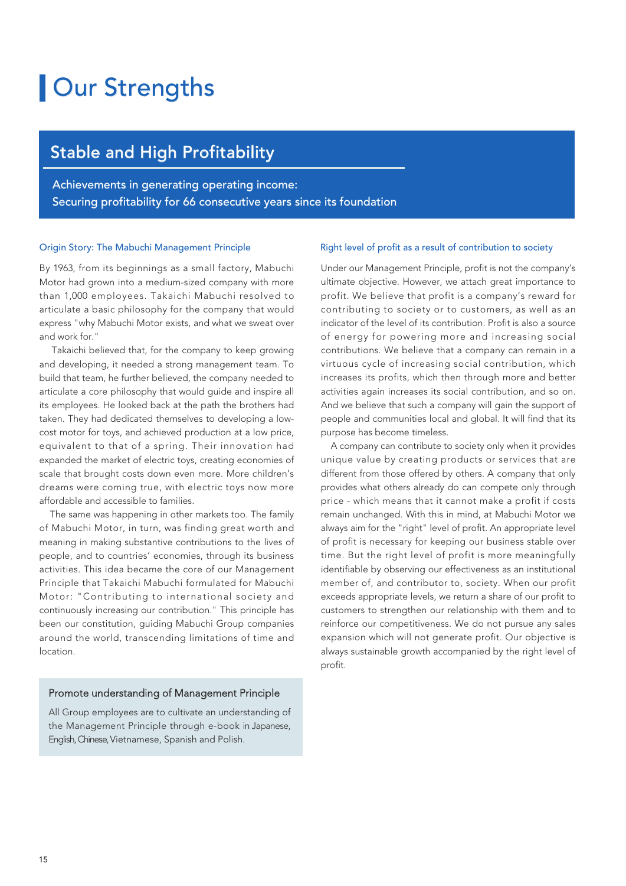# Our Strengths

## Stable and High Profitability

Achievements in generating operating income:
Securing profitability for 66 consecutive years since its foundation

### Origin Story: The Mabuchi Management Principle

By 1963, from its beginnings as a small factory, Mabuchi Motor had grown into a medium-sized company with more than 1,000 employees. Takaichi Mabuchi resolved to articulate a basic philosophy for the company that would express "why Mabuchi Motor exists, and what we sweat over and work for."

Takaichi believed that, for the company to keep growing and developing, it needed a strong management team. To build that team, he further believed, the company needed to articulate a core philosophy that would guide and inspire all its employees. He looked back at the path the brothers had taken. They had dedicated themselves to developing a low-cost motor for toys, and achieved production at a low price, equivalent to that of a spring. Their innovation had expanded the market of electric toys, creating economies of scale that brought costs down even more. More children's dreams were coming true, with electric toys now more affordable and accessible to families.

The same was happening in other markets too. The family of Mabuchi Motor, in turn, was finding great worth and meaning in making substantive contributions to the lives of people, and to countries' economies, through its business activities. This idea became the core of our Management Principle that Takaichi Mabuchi formulated for Mabuchi Motor: "Contributing to international society and continuously increasing our contribution." This principle has been our constitution, guiding Mabuchi Group companies around the world, transcending limitations of time and location.

#### Promote understanding of Management Principle

All Group employees are to cultivate an understanding of the Management Principle through e-book in Japanese, English, Chinese, Vietnamese, Spanish and Polish.

### Right level of profit as a result of contribution to society

Under our Management Principle, profit is not the company's ultimate objective. However, we attach great importance to profit. We believe that profit is a company's reward for contributing to society or to customers, as well as an indicator of the level of its contribution. Profit is also a source of energy for powering more and increasing social contributions. We believe that a company can remain in a virtuous cycle of increasing social contribution, which increases its profits, which then through more and better activities again increases its social contribution, and so on. And we believe that such a company will gain the support of people and communities local and global. It will find that its purpose has become timeless.

A company can contribute to society only when it provides unique value by creating products or services that are different from those offered by others. A company that only provides what others already do can compete only through price - which means that it cannot make a profit if costs remain unchanged. With this in mind, at Mabuchi Motor we always aim for the "right" level of profit. An appropriate level of profit is necessary for keeping our business stable over time. But the right level of profit is more meaningfully identifiable by observing our effectiveness as an institutional member of, and contributor to, society. When our profit exceeds appropriate levels, we return a share of our profit to customers to strengthen our relationship with them and to reinforce our competitiveness. We do not pursue any sales expansion which will not generate profit. Our objective is always sustainable growth accompanied by the right level of profit.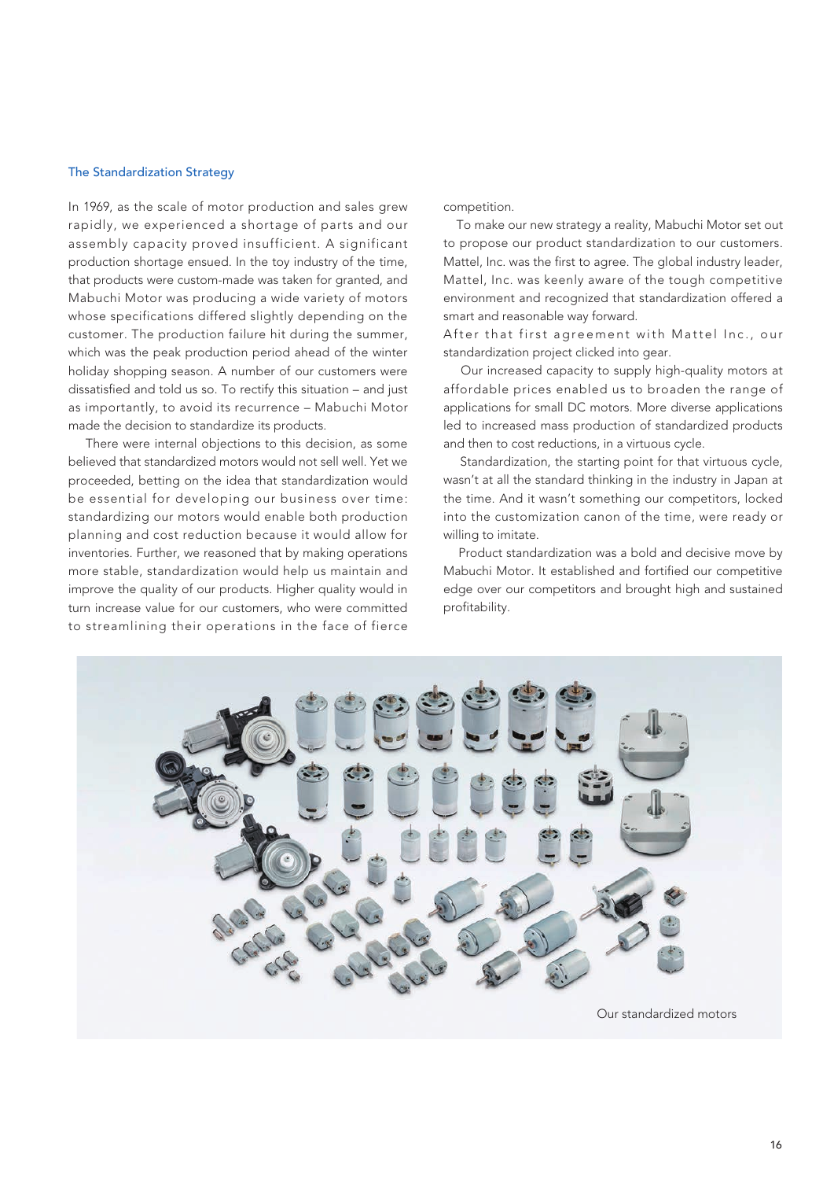### The Standardization Strategy

In 1969, as the scale of motor production and sales grew rapidly, we experienced a shortage of parts and our assembly capacity proved insufficient. A significant production shortage ensued. In the toy industry of the time, that products were custom-made was taken for granted, and Mabuchi Motor was producing a wide variety of motors whose specifications differed slightly depending on the customer. The production failure hit during the summer, which was the peak production period ahead of the winter holiday shopping season. A number of our customers were dissatisfied and told us so. To rectify this situation – and just as importantly, to avoid its recurrence – Mabuchi Motor made the decision to standardize its products.

There were internal objections to this decision, as some believed that standardized motors would not sell well. Yet we proceeded, betting on the idea that standardization would be essential for developing our business over time: standardizing our motors would enable both production planning and cost reduction because it would allow for inventories. Further, we reasoned that by making operations more stable, standardization would help us maintain and improve the quality of our products. Higher quality would in turn increase value for our customers, who were committed to streamlining their operations in the face of fierce competition.

To make our new strategy a reality, Mabuchi Motor set out to propose our product standardization to our customers. Mattel, Inc. was the first to agree. The global industry leader, Mattel, Inc. was keenly aware of the tough competitive environment and recognized that standardization offered a smart and reasonable way forward.

After that first agreement with Mattel Inc., our standardization project clicked into gear.

Our increased capacity to supply high-quality motors at affordable prices enabled us to broaden the range of applications for small DC motors. More diverse applications led to increased mass production of standardized products and then to cost reductions, in a virtuous cycle.

Standardization, the starting point for that virtuous cycle, wasn't at all the standard thinking in the industry in Japan at the time. And it wasn't something our competitors, locked into the customization canon of the time, were ready or willing to imitate.

Product standardization was a bold and decisive move by Mabuchi Motor. It established and fortified our competitive edge over our competitors and brought high and sustained profitability.

Our standardized motors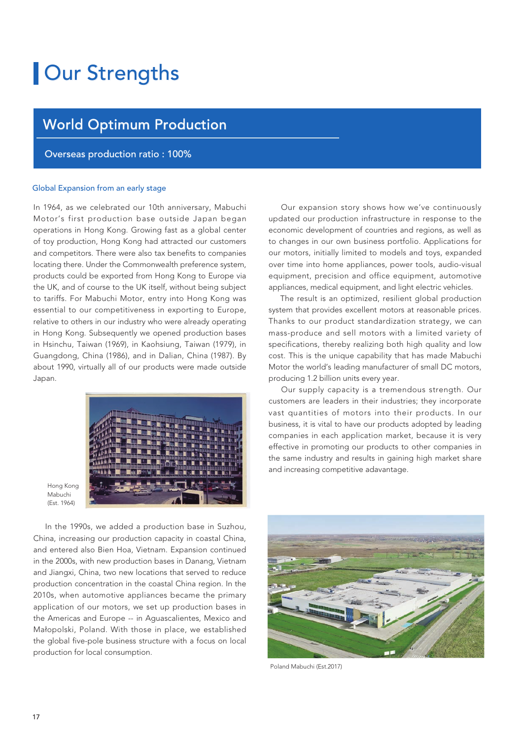# Our Strengths

## World Optimum Production

**Overseas production ratio : 100%**

### Global Expansion from an early stage

In 1964, as we celebrated our 10th anniversary, Mabuchi Motor's first production base outside Japan began operations in Hong Kong. Growing fast as a global center of toy production, Hong Kong had attracted our customers and competitors. There were also tax benefits to companies locating there. Under the Commonwealth preference system, products could be exported from Hong Kong to Europe via the UK, and of course to the UK itself, without being subject to tariffs. For Mabuchi Motor, entry into Hong Kong was essential to our competitiveness in exporting to Europe, relative to others in our industry who were already operating in Hong Kong. Subsequently we opened production bases in Hsinchu, Taiwan (1969), in Kaohsiung, Taiwan (1979), in Guangdong, China (1986), and in Dalian, China (1987). By about 1990, virtually all of our products were made outside Japan.

Hong Kong Mabuchi (Est. 1964)

In the 1990s, we added a production base in Suzhou, China, increasing our production capacity in coastal China, and entered also Bien Hoa, Vietnam. Expansion continued in the 2000s, with new production bases in Danang, Vietnam and Jiangxi, China, two new locations that served to reduce production concentration in the coastal China region. In the 2010s, when automotive appliances became the primary application of our motors, we set up production bases in the Americas and Europe -- in Aguascalientes, Mexico and Małopolski, Poland. With those in place, we established the global five-pole business structure with a focus on local production for local consumption.

Our expansion story shows how we've continuously updated our production infrastructure in response to the economic development of countries and regions, as well as to changes in our own business portfolio. Applications for our motors, initially limited to models and toys, expanded over time into home appliances, power tools, audio-visual equipment, precision and office equipment, automotive appliances, medical equipment, and light electric vehicles.

The result is an optimized, resilient global production system that provides excellent motors at reasonable prices. Thanks to our product standardization strategy, we can mass-produce and sell motors with a limited variety of specifications, thereby realizing both high quality and low cost. This is the unique capability that has made Mabuchi Motor the world's leading manufacturer of small DC motors, producing 1.2 billion units every year.

Our supply capacity is a tremendous strength. Our customers are leaders in their industries; they incorporate vast quantities of motors into their products. In our business, it is vital to have our products adopted by leading companies in each application market, because it is very effective in promoting our products to other companies in the same industry and results in gaining high market share and increasing competitive adavantage.

Poland Mabuchi (Est.2017)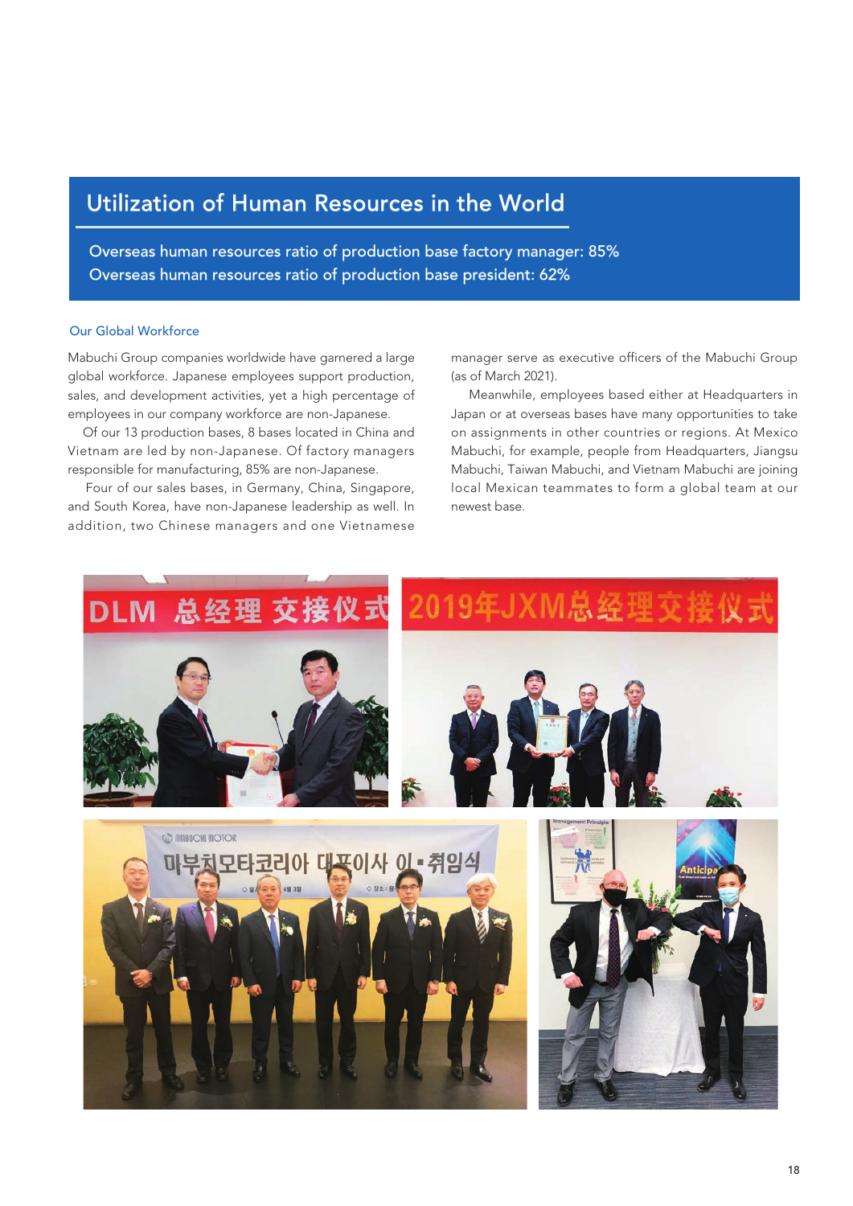## Utilization of Human Resources in the World

Overseas human resources ratio of production base factory manager: 85%
Overseas human resources ratio of production base president: 62%

### Our Global Workforce

Mabuchi Group companies worldwide have garnered a large global workforce. Japanese employees support production, sales, and development activities, yet a high percentage of employees in our company workforce are non-Japanese.

Of our 13 production bases, 8 bases located in China and Vietnam are led by non-Japanese. Of factory managers responsible for manufacturing, 85% are non-Japanese.

Four of our sales bases, in Germany, China, Singapore, and South Korea, have non-Japanese leadership as well. In addition, two Chinese managers and one Vietnamese manager serve as executive officers of the Mabuchi Group (as of March 2021).

Meanwhile, employees based either at Headquarters in Japan or at overseas bases have many opportunities to take on assignments in other countries or regions. At Mexico Mabuchi, for example, people from Headquarters, Jiangsu Mabuchi, Taiwan Mabuchi, and Vietnam Mabuchi are joining local Mexican teammates to form a global team at our newest base.